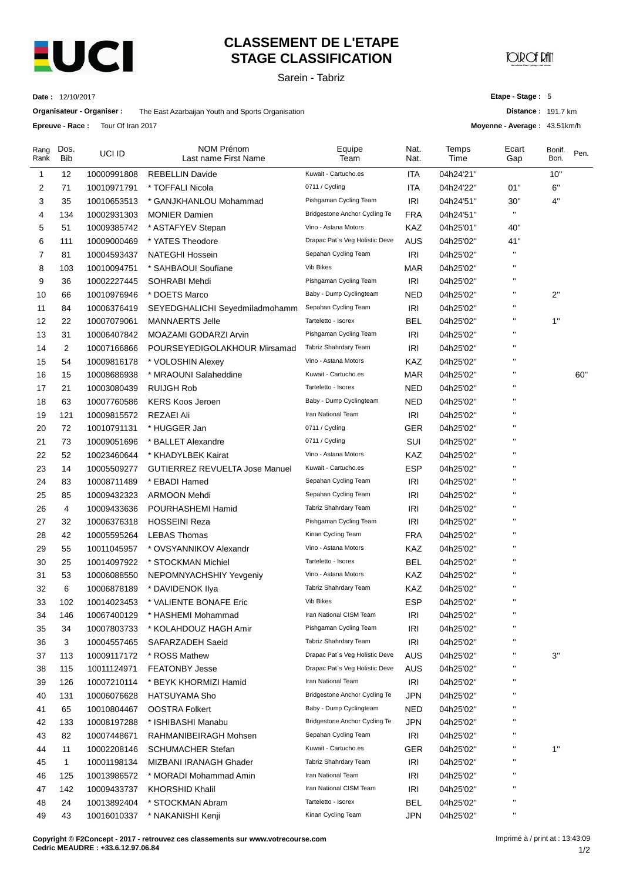# CLASSEMENT DE L'ETAPE
# STAGE CLASSIFICATION

Sarein - Tabriz

**Date :** 12/10/2017

**Organisateur - Organiser :** The East Azarbaijan Youth and Sports Organisation

**Epreuve - Race :** Tour Of Iran 2017

**Etape - Stage :** 5

**Distance :** 191.7 km

**Moyenne - Average :** 43.51km/h

| Rang Rank | Dos. Bib | UCI ID | NOM Prénom Last name First Name | Equipe Team | Nat. Nat. | Temps Time | Ecart Gap | Bonif. Bon. | Pen. |
|---|---|---|---|---|---|---|---|---|---|
| 1 | 12 | 10000991808 | REBELLIN Davide | Kuwait - Cartucho.es | ITA | 04h24'21'' | | 10'' | |
| 2 | 71 | 10010971791 | * TOFFALI Nicola | 0711 / Cycling | ITA | 04h24'22'' | 01'' | 6'' | |
| 3 | 35 | 10010653513 | * GANJKHANLOU Mohammad | Pishgaman Cycling Team | IRI | 04h24'51'' | 30'' | 4'' | |
| 4 | 134 | 10002931303 | MONIER Damien | Bridgestone Anchor Cycling Te | FRA | 04h24'51'' | '' | | |
| 5 | 51 | 10009385742 | * ASTAFYEV Stepan | Vino - Astana Motors | KAZ | 04h25'01'' | 40'' | | |
| 6 | 111 | 10009000469 | * YATES Theodore | Drapac Pat`s Veg Holistic Deve | AUS | 04h25'02'' | 41'' | | |
| 7 | 81 | 10004593437 | NATEGHI Hossein | Sepahan Cycling Team | IRI | 04h25'02'' | '' | | |
| 8 | 103 | 10010094751 | * SAHBAOUI Soufiane | Vib Bikes | MAR | 04h25'02'' | '' | | |
| 9 | 36 | 10002227445 | SOHRABI Mehdi | Pishgaman Cycling Team | IRI | 04h25'02'' | '' | | |
| 10 | 66 | 10010976946 | * DOETS Marco | Baby - Dump Cyclingteam | NED | 04h25'02'' | '' | 2'' | |
| 11 | 84 | 10006376419 | SEYEDGHALICHI Seyedmiladmohamm | Sepahan Cycling Team | IRI | 04h25'02'' | '' | | |
| 12 | 22 | 10007079061 | MANNAERTS Jelle | Tarteletto - Isorex | BEL | 04h25'02'' | '' | 1'' | |
| 13 | 31 | 10006407842 | MOAZAMI GODARZI Arvin | Pishgaman Cycling Team | IRI | 04h25'02'' | '' | | |
| 14 | 2 | 10007166866 | POURSEYEDIGOLAKHOUR Mirsamad | Tabriz Shahrdary Team | IRI | 04h25'02'' | '' | | |
| 15 | 54 | 10009816178 | * VOLOSHIN Alexey | Vino - Astana Motors | KAZ | 04h25'02'' | '' | | |
| 16 | 15 | 10008686938 | * MRAOUNI Salaheddine | Kuwait - Cartucho.es | MAR | 04h25'02'' | '' | | 60'' |
| 17 | 21 | 10003080439 | RUIJGH Rob | Tarteletto - Isorex | NED | 04h25'02'' | '' | | |
| 18 | 63 | 10007760586 | KERS Koos Jeroen | Baby - Dump Cyclingteam | NED | 04h25'02'' | '' | | |
| 19 | 121 | 10009815572 | REZAEI Ali | Iran National Team | IRI | 04h25'02'' | '' | | |
| 20 | 72 | 10010791131 | * HUGGER Jan | 0711 / Cycling | GER | 04h25'02'' | '' | | |
| 21 | 73 | 10009051696 | * BALLET Alexandre | 0711 / Cycling | SUI | 04h25'02'' | '' | | |
| 22 | 52 | 10023460644 | * KHADYLBEK Kairat | Vino - Astana Motors | KAZ | 04h25'02'' | '' | | |
| 23 | 14 | 10005509277 | GUTIERREZ REVUELTA Jose Manuel | Kuwait - Cartucho.es | ESP | 04h25'02'' | '' | | |
| 24 | 83 | 10008711489 | * EBADI Hamed | Sepahan Cycling Team | IRI | 04h25'02'' | '' | | |
| 25 | 85 | 10009432323 | ARMOON Mehdi | Sepahan Cycling Team | IRI | 04h25'02'' | '' | | |
| 26 | 4 | 10009433636 | POURHASHEMI Hamid | Tabriz Shahrdary Team | IRI | 04h25'02'' | '' | | |
| 27 | 32 | 10006376318 | HOSSEINI Reza | Pishgaman Cycling Team | IRI | 04h25'02'' | '' | | |
| 28 | 42 | 10005595264 | LEBAS Thomas | Kinan Cycling Team | FRA | 04h25'02'' | '' | | |
| 29 | 55 | 10011045957 | * OVSYANNIKOV Alexandr | Vino - Astana Motors | KAZ | 04h25'02'' | '' | | |
| 30 | 25 | 10014097922 | * STOCKMAN Michiel | Tarteletto - Isorex | BEL | 04h25'02'' | '' | | |
| 31 | 53 | 10006088550 | NEPOMNYACHSHIY Yevgeniy | Vino - Astana Motors | KAZ | 04h25'02'' | '' | | |
| 32 | 6 | 10006878189 | * DAVIDENOK Ilya | Tabriz Shahrdary Team | KAZ | 04h25'02'' | '' | | |
| 33 | 102 | 10014023453 | * VALIENTE BONAFE Eric | Vib Bikes | ESP | 04h25'02'' | '' | | |
| 34 | 146 | 10067400129 | * HASHEMI Mohammad | Iran National CISM Team | IRI | 04h25'02'' | '' | | |
| 35 | 34 | 10007803733 | * KOLAHDOUZ HAGH Amir | Pishgaman Cycling Team | IRI | 04h25'02'' | '' | | |
| 36 | 3 | 10004557465 | SAFARZADEH Saeid | Tabriz Shahrdary Team | IRI | 04h25'02'' | '' | | |
| 37 | 113 | 10009117172 | * ROSS Mathew | Drapac Pat`s Veg Holistic Deve | AUS | 04h25'02'' | '' | 3'' | |
| 38 | 115 | 10011124971 | FEATONBY Jesse | Drapac Pat`s Veg Holistic Deve | AUS | 04h25'02'' | '' | | |
| 39 | 126 | 10007210114 | * BEYK KHORMIZI Hamid | Iran National Team | IRI | 04h25'02'' | '' | | |
| 40 | 131 | 10006076628 | HATSUYAMA Sho | Bridgestone Anchor Cycling Te | JPN | 04h25'02'' | '' | | |
| 41 | 65 | 10010804467 | OOSTRA Folkert | Baby - Dump Cyclingteam | NED | 04h25'02'' | '' | | |
| 42 | 133 | 10008197288 | * ISHIBASHI Manabu | Bridgestone Anchor Cycling Te | JPN | 04h25'02'' | '' | | |
| 43 | 82 | 10007448671 | RAHMANIBEIRAGH Mohsen | Sepahan Cycling Team | IRI | 04h25'02'' | '' | | |
| 44 | 11 | 10002208146 | SCHUMACHER Stefan | Kuwait - Cartucho.es | GER | 04h25'02'' | '' | 1'' | |
| 45 | 1 | 10001198134 | MIZBANI IRANAGH Ghader | Tabriz Shahrdary Team | IRI | 04h25'02'' | '' | | |
| 46 | 125 | 10013986572 | * MORADI Mohammad Amin | Iran National Team | IRI | 04h25'02'' | '' | | |
| 47 | 142 | 10009433737 | KHORSHID Khalil | Iran National CISM Team | IRI | 04h25'02'' | '' | | |
| 48 | 24 | 10013892404 | * STOCKMAN Abram | Tarteletto - Isorex | BEL | 04h25'02'' | '' | | |
| 49 | 43 | 10016010337 | * NAKANISHI Kenji | Kinan Cycling Team | JPN | 04h25'02'' | '' | | |

**Copyright © F2Concept - 2017 - retrouvez ces classements sur www.votrecourse.com**
**Cedric MEAUDRE : +33.6.12.97.06.84**

Imprimé à / print at : 13:43:09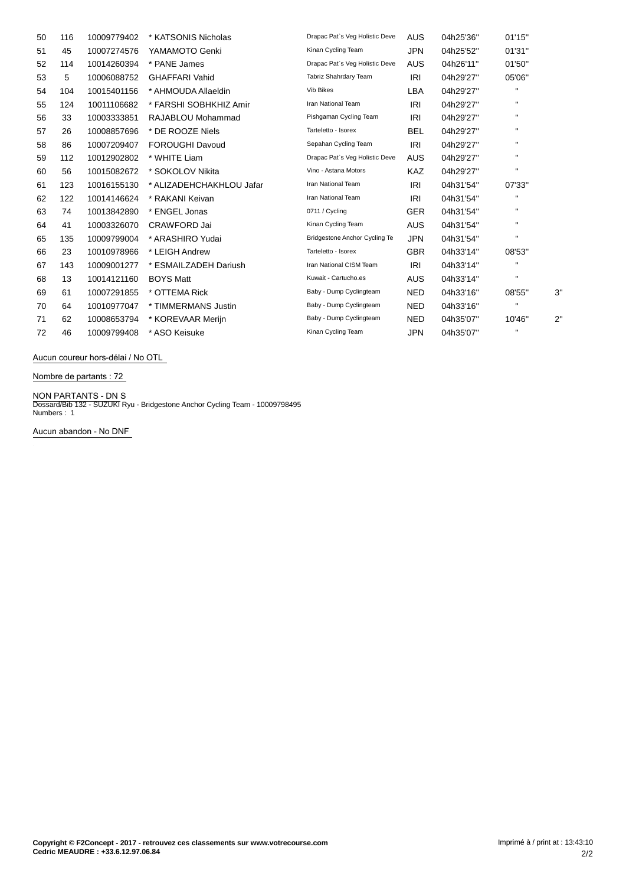| | | | | | | | | |
|---|---|---|---|---|---|---|---|---|
| 50 | 116 | 10009779402 | * KATSONIS Nicholas | Drapac Pat`s Veg Holistic Deve | AUS | 04h25'36'' | 01'15'' | |
| 51 | 45 | 10007274576 | YAMAMOTO Genki | Kinan Cycling Team | JPN | 04h25'52'' | 01'31'' | |
| 52 | 114 | 10014260394 | * PANE James | Drapac Pat`s Veg Holistic Deve | AUS | 04h26'11'' | 01'50'' | |
| 53 | 5 | 10006088752 | GHAFFARI Vahid | Tabriz Shahrdary Team | IRI | 04h29'27'' | 05'06'' | |
| 54 | 104 | 10015401156 | * AHMOUDA Allaeldin | Vib Bikes | LBA | 04h29'27'' | '' | |
| 55 | 124 | 10011106682 | * FARSHI SOBHKHIZ Amir | Iran National Team | IRI | 04h29'27'' | '' | |
| 56 | 33 | 10003333851 | RAJABLOU Mohammad | Pishgaman Cycling Team | IRI | 04h29'27'' | '' | |
| 57 | 26 | 10008857696 | * DE ROOZE Niels | Tarteletto - Isorex | BEL | 04h29'27'' | '' | |
| 58 | 86 | 10007209407 | FOROUGHI Davoud | Sepahan Cycling Team | IRI | 04h29'27'' | '' | |
| 59 | 112 | 10012902802 | * WHITE Liam | Drapac Pat`s Veg Holistic Deve | AUS | 04h29'27'' | '' | |
| 60 | 56 | 10015082672 | * SOKOLOV Nikita | Vino - Astana Motors | KAZ | 04h29'27'' | '' | |
| 61 | 123 | 10016155130 | * ALIZADEHCHAKHLOU Jafar | Iran National Team | IRI | 04h31'54'' | 07'33'' | |
| 62 | 122 | 10014146624 | * RAKANI Keivan | Iran National Team | IRI | 04h31'54'' | '' | |
| 63 | 74 | 10013842890 | * ENGEL Jonas | 0711 / Cycling | GER | 04h31'54'' | '' | |
| 64 | 41 | 10003326070 | CRAWFORD Jai | Kinan Cycling Team | AUS | 04h31'54'' | '' | |
| 65 | 135 | 10009799004 | * ARASHIRO Yudai | Bridgestone Anchor Cycling Te | JPN | 04h31'54'' | '' | |
| 66 | 23 | 10010978966 | * LEIGH Andrew | Tarteletto - Isorex | GBR | 04h33'14'' | 08'53'' | |
| 67 | 143 | 10009001277 | * ESMAILZADEH Dariush | Iran National CISM Team | IRI | 04h33'14'' | '' | |
| 68 | 13 | 10014121160 | BOYS Matt | Kuwait - Cartucho.es | AUS | 04h33'14'' | '' | |
| 69 | 61 | 10007291855 | * OTTEMA Rick | Baby - Dump Cyclingteam | NED | 04h33'16'' | 08'55'' | 3'' |
| 70 | 64 | 10010977047 | * TIMMERMANS Justin | Baby - Dump Cyclingteam | NED | 04h33'16'' | '' | |
| 71 | 62 | 10008653794 | * KOREVAAR Merijn | Baby - Dump Cyclingteam | NED | 04h35'07'' | 10'46'' | 2'' |
| 72 | 46 | 10009799408 | * ASO Keisuke | Kinan Cycling Team | JPN | 04h35'07'' | '' | |

Aucun coureur hors-délai / No OTL

Nombre de partants : 72

NON PARTANTS - DN S
Dossard/Bib 132 - SUZUKI Ryu - Bridgestone Anchor Cycling Team - 10009798495
Numbers : 1

Aucun abandon - No DNF

**Copyright © F2Concept - 2017 - retrouvez ces classements sur www.votrecourse.com**
**Cedric MEAUDRE : +33.6.12.97.06.84**

Imprimé à / print at : 13:43:10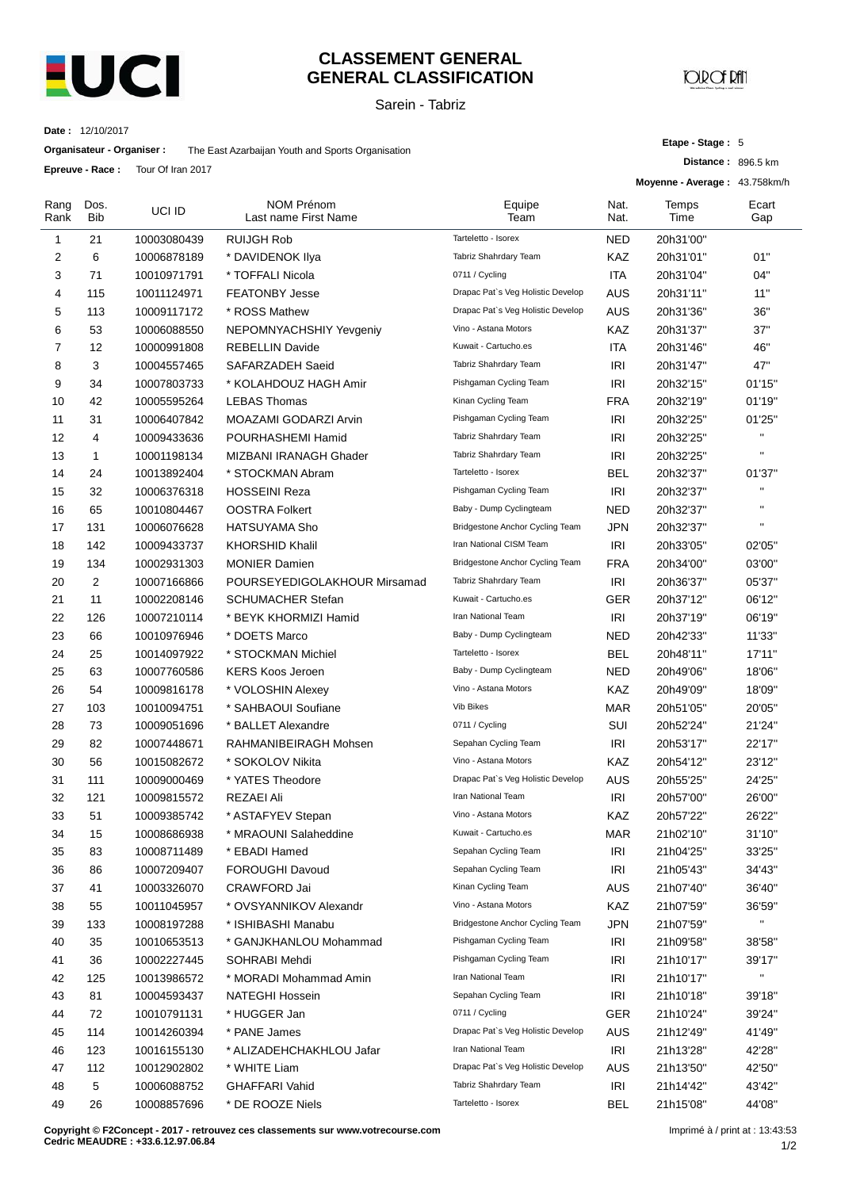# CLASSEMENT GENERAL
# GENERAL CLASSIFICATION

Sarein - Tabriz

**Date :** 12/10/2017

**Organisateur - Organiser :** The East Azarbaijan Youth and Sports Organisation

**Epreuve - Race :** Tour Of Iran 2017

**Etape - Stage :** 5

**Distance :** 896.5 km

**Moyenne - Average :** 43.758km/h

| Rang Rank | Dos. Bib | UCI ID | NOM Prénom Last name First Name | Equipe Team | Nat. Nat. | Temps Time | Ecart Gap |
|---|---|---|---|---|---|---|---|
| 1 | 21 | 10003080439 | RUIJGH Rob | Tarteletto - Isorex | NED | 20h31'00" | |
| 2 | 6 | 10006878189 | * DAVIDENOK Ilya | Tabriz Shahrdary Team | KAZ | 20h31'01" | 01" |
| 3 | 71 | 10010971791 | * TOFFALI Nicola | 0711 / Cycling | ITA | 20h31'04" | 04" |
| 4 | 115 | 10011124971 | FEATONBY Jesse | Drapac Pat`s Veg Holistic Develop | AUS | 20h31'11" | 11" |
| 5 | 113 | 10009117172 | * ROSS Mathew | Drapac Pat`s Veg Holistic Develop | AUS | 20h31'36" | 36" |
| 6 | 53 | 10006088550 | NEPOMNYACHSHIY Yevgeniy | Vino - Astana Motors | KAZ | 20h31'37" | 37" |
| 7 | 12 | 10000991808 | REBELLIN Davide | Kuwait - Cartucho.es | ITA | 20h31'46" | 46" |
| 8 | 3 | 10004557465 | SAFARZADEH Saeid | Tabriz Shahrdary Team | IRI | 20h31'47" | 47" |
| 9 | 34 | 10007803733 | * KOLAHDOUZ HAGH Amir | Pishgaman Cycling Team | IRI | 20h32'15" | 01'15" |
| 10 | 42 | 10005595264 | LEBAS Thomas | Kinan Cycling Team | FRA | 20h32'19" | 01'19" |
| 11 | 31 | 10006407842 | MOAZAMI GODARZI Arvin | Pishgaman Cycling Team | IRI | 20h32'25" | 01'25" |
| 12 | 4 | 10009433636 | POURHASHEMI Hamid | Tabriz Shahrdary Team | IRI | 20h32'25" | " |
| 13 | 1 | 10001198134 | MIZBANI IRANAGH Ghader | Tabriz Shahrdary Team | IRI | 20h32'25" | " |
| 14 | 24 | 10013892404 | * STOCKMAN Abram | Tarteletto - Isorex | BEL | 20h32'37" | 01'37" |
| 15 | 32 | 10006376318 | HOSSEINI Reza | Pishgaman Cycling Team | IRI | 20h32'37" | " |
| 16 | 65 | 10010804467 | OOSTRA Folkert | Baby - Dump Cyclingteam | NED | 20h32'37" | " |
| 17 | 131 | 10006076628 | HATSUYAMA Sho | Bridgestone Anchor Cycling Team | JPN | 20h32'37" | " |
| 18 | 142 | 10009433737 | KHORSHID Khalil | Iran National CISM Team | IRI | 20h33'05" | 02'05" |
| 19 | 134 | 10002931303 | MONIER Damien | Bridgestone Anchor Cycling Team | FRA | 20h34'00" | 03'00" |
| 20 | 2 | 10007166866 | POURSEYEDIGOLAKHOUR Mirsamad | Tabriz Shahrdary Team | IRI | 20h36'37" | 05'37" |
| 21 | 11 | 10002208146 | SCHUMACHER Stefan | Kuwait - Cartucho.es | GER | 20h37'12" | 06'12" |
| 22 | 126 | 10007210114 | * BEYK KHORMIZI Hamid | Iran National Team | IRI | 20h37'19" | 06'19" |
| 23 | 66 | 10010976946 | * DOETS Marco | Baby - Dump Cyclingteam | NED | 20h42'33" | 11'33" |
| 24 | 25 | 10014097922 | * STOCKMAN Michiel | Tarteletto - Isorex | BEL | 20h48'11" | 17'11" |
| 25 | 63 | 10007760586 | KERS Koos Jeroen | Baby - Dump Cyclingteam | NED | 20h49'06" | 18'06" |
| 26 | 54 | 10009816178 | * VOLOSHIN Alexey | Vino - Astana Motors | KAZ | 20h49'09" | 18'09" |
| 27 | 103 | 10010094751 | * SAHBAOUI Soufiane | Vib Bikes | MAR | 20h51'05" | 20'05" |
| 28 | 73 | 10009051696 | * BALLET Alexandre | 0711 / Cycling | SUI | 20h52'24" | 21'24" |
| 29 | 82 | 10007448671 | RAHMANIBEIRAGH Mohsen | Sepahan Cycling Team | IRI | 20h53'17" | 22'17" |
| 30 | 56 | 10015082672 | * SOKOLOV Nikita | Vino - Astana Motors | KAZ | 20h54'12" | 23'12" |
| 31 | 111 | 10009000469 | * YATES Theodore | Drapac Pat`s Veg Holistic Develop | AUS | 20h55'25" | 24'25" |
| 32 | 121 | 10009815572 | REZAEI Ali | Iran National Team | IRI | 20h57'00" | 26'00" |
| 33 | 51 | 10009385742 | * ASTAFYEV Stepan | Vino - Astana Motors | KAZ | 20h57'22" | 26'22" |
| 34 | 15 | 10008686938 | * MRAOUNI Salaheddine | Kuwait - Cartucho.es | MAR | 21h02'10" | 31'10" |
| 35 | 83 | 10008711489 | * EBADI Hamed | Sepahan Cycling Team | IRI | 21h04'25" | 33'25" |
| 36 | 86 | 10007209407 | FOROUGHI Davoud | Sepahan Cycling Team | IRI | 21h05'43" | 34'43" |
| 37 | 41 | 10003326070 | CRAWFORD Jai | Kinan Cycling Team | AUS | 21h07'40" | 36'40" |
| 38 | 55 | 10011045957 | * OVSYANNIKOV Alexandr | Vino - Astana Motors | KAZ | 21h07'59" | 36'59" |
| 39 | 133 | 10008197288 | * ISHIBASHI Manabu | Bridgestone Anchor Cycling Team | JPN | 21h07'59" | " |
| 40 | 35 | 10010653513 | * GANJKHANLOU Mohammad | Pishgaman Cycling Team | IRI | 21h09'58" | 38'58" |
| 41 | 36 | 10002227445 | SOHRABI Mehdi | Pishgaman Cycling Team | IRI | 21h10'17" | 39'17" |
| 42 | 125 | 10013986572 | * MORADI Mohammad Amin | Iran National Team | IRI | 21h10'17" | " |
| 43 | 81 | 10004593437 | NATEGHI Hossein | Sepahan Cycling Team | IRI | 21h10'18" | 39'18" |
| 44 | 72 | 10010791131 | * HUGGER Jan | 0711 / Cycling | GER | 21h10'24" | 39'24" |
| 45 | 114 | 10014260394 | * PANE James | Drapac Pat`s Veg Holistic Develop | AUS | 21h12'49" | 41'49" |
| 46 | 123 | 10016155130 | * ALIZADEHCHAKHLOU Jafar | Iran National Team | IRI | 21h13'28" | 42'28" |
| 47 | 112 | 10012902802 | * WHITE Liam | Drapac Pat`s Veg Holistic Develop | AUS | 21h13'50" | 42'50" |
| 48 | 5 | 10006088752 | GHAFFARI Vahid | Tabriz Shahrdary Team | IRI | 21h14'42" | 43'42" |
| 49 | 26 | 10008857696 | * DE ROOZE Niels | Tarteletto - Isorex | BEL | 21h15'08" | 44'08" |

Copyright © F2Concept - 2017 - retrouvez ces classements sur www.votrecourse.com
Cedric MEAUDRE : +33.6.12.97.06.84

Imprimé à / print at : 13:43:53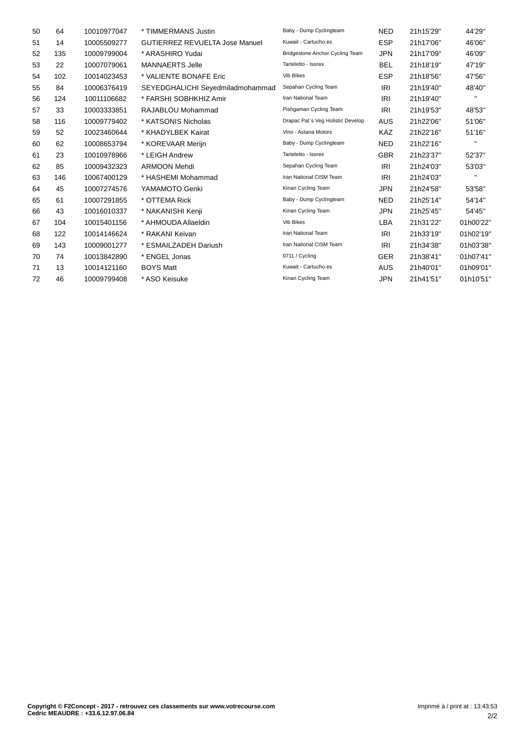| | | | | | | | |
|---|---|---|---|---|---|---|---|
| 50 | 64 | 10010977047 | * TIMMERMANS Justin | Baby - Dump Cyclingteam | NED | 21h15'29'' | 44'29'' |
| 51 | 14 | 10005509277 | GUTIERREZ REVUELTA Jose Manuel | Kuwait - Cartucho.es | ESP | 21h17'06'' | 46'06'' |
| 52 | 135 | 10009799004 | * ARASHIRO Yudai | Bridgestone Anchor Cycling Team | JPN | 21h17'09'' | 46'09'' |
| 53 | 22 | 10007079061 | MANNAERTS Jelle | Tarteletto - Isorex | BEL | 21h18'19'' | 47'19'' |
| 54 | 102 | 10014023453 | * VALIENTE BONAFE Eric | Vib Bikes | ESP | 21h18'56'' | 47'56'' |
| 55 | 84 | 10006376419 | SEYEDGHALICHI Seyedmiladmohammad | Sepahan Cycling Team | IRI | 21h19'40'' | 48'40'' |
| 56 | 124 | 10011106682 | * FARSHI SOBHKHIZ Amir | Iran National Team | IRI | 21h19'40'' | '' |
| 57 | 33 | 10003333851 | RAJABLOU Mohammad | Pishgaman Cycling Team | IRI | 21h19'53'' | 48'53'' |
| 58 | 116 | 10009779402 | * KATSONIS Nicholas | Drapac Pat`s Veg Holistic Develop | AUS | 21h22'06'' | 51'06'' |
| 59 | 52 | 10023460644 | * KHADYLBEK Kairat | Vino - Astana Motors | KAZ | 21h22'16'' | 51'16'' |
| 60 | 62 | 10008653794 | * KOREVAAR Merijn | Baby - Dump Cyclingteam | NED | 21h22'16'' | '' |
| 61 | 23 | 10010978966 | * LEIGH Andrew | Tarteletto - Isorex | GBR | 21h23'37'' | 52'37'' |
| 62 | 85 | 10009432323 | ARMOON Mehdi | Sepahan Cycling Team | IRI | 21h24'03'' | 53'03'' |
| 63 | 146 | 10067400129 | * HASHEMI Mohammad | Iran National CISM Team | IRI | 21h24'03'' | '' |
| 64 | 45 | 10007274576 | YAMAMOTO Genki | Kinan Cycling Team | JPN | 21h24'58'' | 53'58'' |
| 65 | 61 | 10007291855 | * OTTEMA Rick | Baby - Dump Cyclingteam | NED | 21h25'14'' | 54'14'' |
| 66 | 43 | 10016010337 | * NAKANISHI Kenji | Kinan Cycling Team | JPN | 21h25'45'' | 54'45'' |
| 67 | 104 | 10015401156 | * AHMOUDA Allaeldin | Vib Bikes | LBA | 21h31'22'' | 01h00'22'' |
| 68 | 122 | 10014146624 | * RAKANI Keivan | Iran National Team | IRI | 21h33'19'' | 01h02'19'' |
| 69 | 143 | 10009001277 | * ESMAILZADEH Dariush | Iran National CISM Team | IRI | 21h34'38'' | 01h03'38'' |
| 70 | 74 | 10013842890 | * ENGEL Jonas | 0711 / Cycling | GER | 21h38'41'' | 01h07'41'' |
| 71 | 13 | 10014121160 | BOYS Matt | Kuwait - Cartucho.es | AUS | 21h40'01'' | 01h09'01'' |
| 72 | 46 | 10009799408 | * ASO Keisuke | Kinan Cycling Team | JPN | 21h41'51'' | 01h10'51'' |

**Copyright © F2Concept - 2017 - retrouvez ces classements sur www.votrecourse.com**
**Cedric MEAUDRE : +33.6.12.97.06.84**

Imprimé à / print at : 13:43:53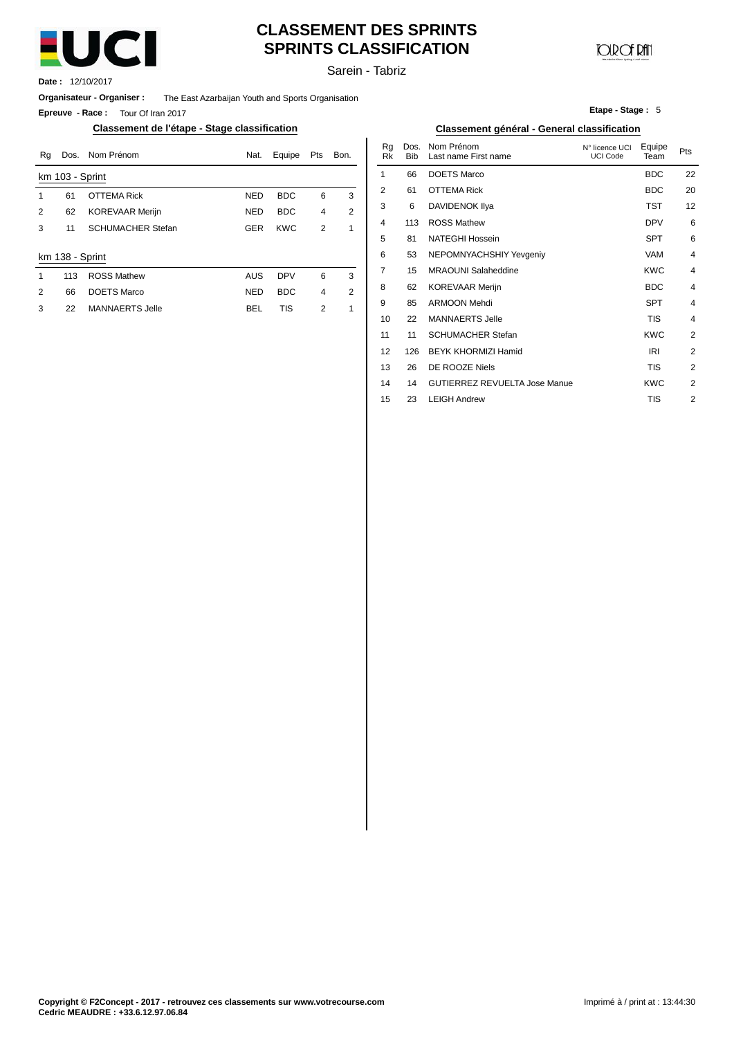# CLASSEMENT DES SPRINTS
# SPRINTS CLASSIFICATION

Sarein - Tabriz

**Date :** 12/10/2017

**Organisateur - Organiser :** The East Azarbaijan Youth and Sports Organisation

**Epreuve - Race :** Tour Of Iran 2017

**Etape - Stage :** 5

## Classement de l'étape - Stage classification

| Rg | Dos. | Nom Prénom | Nat. | Equipe | Pts | Bon. |
|---|---|---|---|---|---|---|
| km 103 - Sprint | | | | | | |
| 1 | 61 | OTTEMA Rick | NED | BDC | 6 | 3 |
| 2 | 62 | KOREVAAR Merijn | NED | BDC | 4 | 2 |
| 3 | 11 | SCHUMACHER Stefan | GER | KWC | 2 | 1 |
| km 138 - Sprint | | | | | | |
| 1 | 113 | ROSS Mathew | AUS | DPV | 6 | 3 |
| 2 | 66 | DOETS Marco | NED | BDC | 4 | 2 |
| 3 | 22 | MANNAERTS Jelle | BEL | TIS | 2 | 1 |

## Classement général - General classification

| Rg Rk | Dos. Bib | Nom Prénom Last name First name | N° licence UCI UCI Code | Equipe Team | Pts |
|---|---|---|---|---|---|
| 1 | 66 | DOETS Marco | | BDC | 22 |
| 2 | 61 | OTTEMA Rick | | BDC | 20 |
| 3 | 6 | DAVIDENOK Ilya | | TST | 12 |
| 4 | 113 | ROSS Mathew | | DPV | 6 |
| 5 | 81 | NATEGHI Hossein | | SPT | 6 |
| 6 | 53 | NEPOMNYACHSHIY Yevgeniy | | VAM | 4 |
| 7 | 15 | MRAOUNI Salaheddine | | KWC | 4 |
| 8 | 62 | KOREVAAR Merijn | | BDC | 4 |
| 9 | 85 | ARMOON Mehdi | | SPT | 4 |
| 10 | 22 | MANNAERTS Jelle | | TIS | 4 |
| 11 | 11 | SCHUMACHER Stefan | | KWC | 2 |
| 12 | 126 | BEYK KHORMIZI Hamid | | IRI | 2 |
| 13 | 26 | DE ROOZE Niels | | TIS | 2 |
| 14 | 14 | GUTIERREZ REVUELTA Jose Manue | | KWC | 2 |
| 15 | 23 | LEIGH Andrew | | TIS | 2 |

**Copyright © F2Concept - 2017 - retrouvez ces classements sur www.votrecourse.com**
**Cedric MEAUDRE : +33.6.12.97.06.84**

Imprimé à / print at : 13:44:30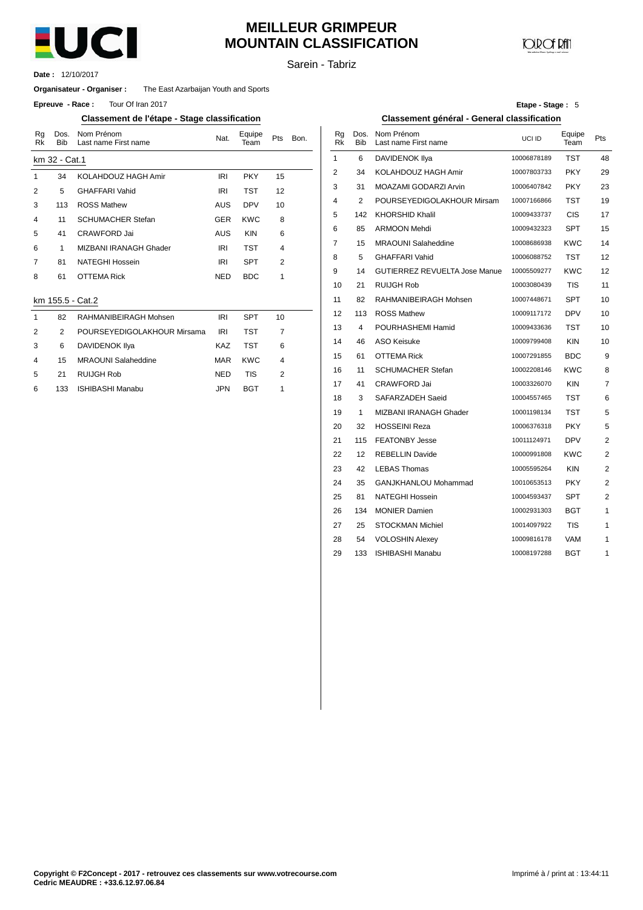# MEILLEUR GRIMPEUR
# MOUNTAIN CLASSIFICATION

Sarein - Tabriz

**Date :** 12/10/2017

**Organisateur - Organiser :** The East Azarbaijan Youth and Sports

**Epreuve - Race :** Tour Of Iran 2017

**Etape - Stage :** 5

## Classement de l'étape - Stage classification

km 32 - Cat.1

| Rg Rk | Dos. Bib | Nom Prénom Last name First name | Nat. | Equipe Team | Pts | Bon. |
|---|---|---|---|---|---|---|
| 1 | 34 | KOLAHDOUZ HAGH Amir | IRI | PKY | 15 | |
| 2 | 5 | GHAFFARI Vahid | IRI | TST | 12 | |
| 3 | 113 | ROSS Mathew | AUS | DPV | 10 | |
| 4 | 11 | SCHUMACHER Stefan | GER | KWC | 8 | |
| 5 | 41 | CRAWFORD Jai | AUS | KIN | 6 | |
| 6 | 1 | MIZBANI IRANAGH Ghader | IRI | TST | 4 | |
| 7 | 81 | NATEGHI Hossein | IRI | SPT | 2 | |
| 8 | 61 | OTTEMA Rick | NED | BDC | 1 | |

km 155.5 - Cat.2

| Rg Rk | Dos. Bib | Nom Prénom Last name First name | Nat. | Equipe Team | Pts | Bon. |
|---|---|---|---|---|---|---|
| 1 | 82 | RAHMANIBEIRAGH Mohsen | IRI | SPT | 10 | |
| 2 | 2 | POURSEYEDIGOLAKHOUR Mirsama | IRI | TST | 7 | |
| 3 | 6 | DAVIDENOK Ilya | KAZ | TST | 6 | |
| 4 | 15 | MRAOUNI Salaheddine | MAR | KWC | 4 | |
| 5 | 21 | RUIJGH Rob | NED | TIS | 2 | |
| 6 | 133 | ISHIBASHI Manabu | JPN | BGT | 1 | |

## Classement général - General classification

| Rg Rk | Dos. Bib | Nom Prénom Last name First name | UCI ID | Equipe Team | Pts |
|---|---|---|---|---|---|
| 1 | 6 | DAVIDENOK Ilya | 10006878189 | TST | 48 |
| 2 | 34 | KOLAHDOUZ HAGH Amir | 10007803733 | PKY | 29 |
| 3 | 31 | MOAZAMI GODARZI Arvin | 10006407842 | PKY | 23 |
| 4 | 2 | POURSEYEDIGOLAKHOUR Mirsam | 10007166866 | TST | 19 |
| 5 | 142 | KHORSHID Khalil | 10009433737 | CIS | 17 |
| 6 | 85 | ARMOON Mehdi | 10009432323 | SPT | 15 |
| 7 | 15 | MRAOUNI Salaheddine | 10008686938 | KWC | 14 |
| 8 | 5 | GHAFFARI Vahid | 10006088752 | TST | 12 |
| 9 | 14 | GUTIERREZ REVUELTA Jose Manue | 10005509277 | KWC | 12 |
| 10 | 21 | RUIJGH Rob | 10003080439 | TIS | 11 |
| 11 | 82 | RAHMANIBEIRAGH Mohsen | 10007448671 | SPT | 10 |
| 12 | 113 | ROSS Mathew | 10009117172 | DPV | 10 |
| 13 | 4 | POURHASHEMI Hamid | 10009433636 | TST | 10 |
| 14 | 46 | ASO Keisuke | 10009799408 | KIN | 10 |
| 15 | 61 | OTTEMA Rick | 10007291855 | BDC | 9 |
| 16 | 11 | SCHUMACHER Stefan | 10002208146 | KWC | 8 |
| 17 | 41 | CRAWFORD Jai | 10003326070 | KIN | 7 |
| 18 | 3 | SAFARZADEH Saeid | 10004557465 | TST | 6 |
| 19 | 1 | MIZBANI IRANAGH Ghader | 10001198134 | TST | 5 |
| 20 | 32 | HOSSEINI Reza | 10006376318 | PKY | 5 |
| 21 | 115 | FEATONBY Jesse | 10011124971 | DPV | 2 |
| 22 | 12 | REBELLIN Davide | 10000991808 | KWC | 2 |
| 23 | 42 | LEBAS Thomas | 10005595264 | KIN | 2 |
| 24 | 35 | GANJKHANLOU Mohammad | 10010653513 | PKY | 2 |
| 25 | 81 | NATEGHI Hossein | 10004593437 | SPT | 2 |
| 26 | 134 | MONIER Damien | 10002931303 | BGT | 1 |
| 27 | 25 | STOCKMAN Michiel | 10014097922 | TIS | 1 |
| 28 | 54 | VOLOSHIN Alexey | 10009816178 | VAM | 1 |
| 29 | 133 | ISHIBASHI Manabu | 10008197288 | BGT | 1 |

**Copyright © F2Concept - 2017 - retrouvez ces classements sur www.votrecourse.com**
**Cedric MEAUDRE : +33.6.12.97.06.84**

Imprimé à / print at : 13:44:11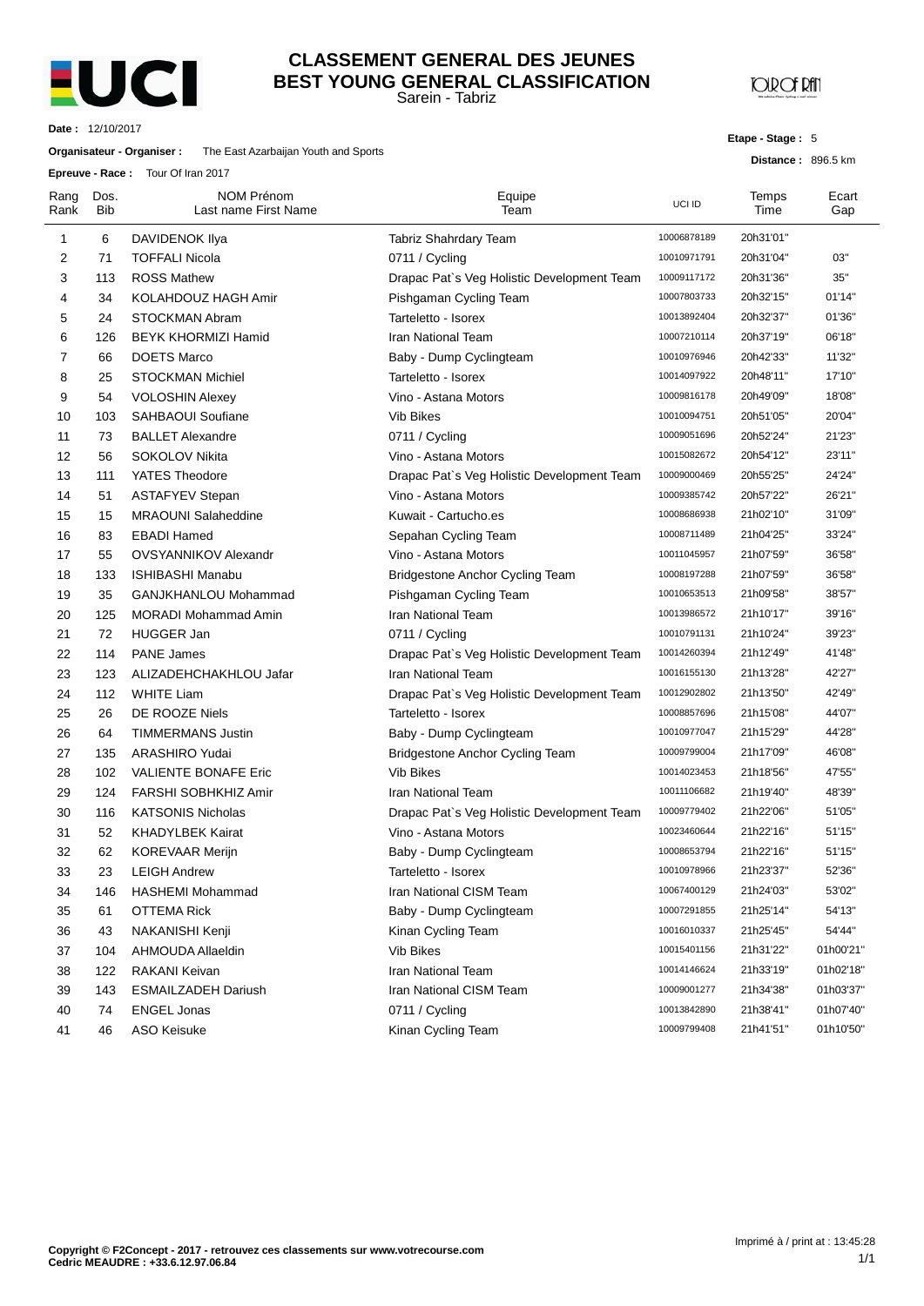# CLASSEMENT GENERAL DES JEUNES
## BEST YOUNG GENERAL CLASSIFICATION

Sarein - Tabriz

**Date :** 12/10/2017

**Organisateur - Organiser :** The East Azarbaijan Youth and Sports

**Epreuve - Race :** Tour Of Iran 2017

**Etape - Stage :** 5

**Distance :** 896.5 km

| Rang Rank | Dos. Bib | NOM Prénom Last name First Name | Equipe Team | UCI ID | Temps Time | Ecart Gap |
|---|---|---|---|---|---|---|
| 1 | 6 | DAVIDENOK Ilya | Tabriz Shahrdary Team | 10006878189 | 20h31'01'' | |
| 2 | 71 | TOFFALI Nicola | 0711 / Cycling | 10010971791 | 20h31'04'' | 03'' |
| 3 | 113 | ROSS Mathew | Drapac Pat`s Veg Holistic Development Team | 10009117172 | 20h31'36'' | 35'' |
| 4 | 34 | KOLAHDOUZ HAGH Amir | Pishgaman Cycling Team | 10007803733 | 20h32'15'' | 01'14'' |
| 5 | 24 | STOCKMAN Abram | Tarteletto - Isorex | 10013892404 | 20h32'37'' | 01'36'' |
| 6 | 126 | BEYK KHORMIZI Hamid | Iran National Team | 10007210114 | 20h37'19'' | 06'18'' |
| 7 | 66 | DOETS Marco | Baby - Dump Cyclingteam | 10010976946 | 20h42'33'' | 11'32'' |
| 8 | 25 | STOCKMAN Michiel | Tarteletto - Isorex | 10014097922 | 20h48'11'' | 17'10'' |
| 9 | 54 | VOLOSHIN Alexey | Vino - Astana Motors | 10009816178 | 20h49'09'' | 18'08'' |
| 10 | 103 | SAHBAOUI Soufiane | Vib Bikes | 10010094751 | 20h51'05'' | 20'04'' |
| 11 | 73 | BALLET Alexandre | 0711 / Cycling | 10009051696 | 20h52'24'' | 21'23'' |
| 12 | 56 | SOKOLOV Nikita | Vino - Astana Motors | 10015082672 | 20h54'12'' | 23'11'' |
| 13 | 111 | YATES Theodore | Drapac Pat`s Veg Holistic Development Team | 10009000469 | 20h55'25'' | 24'24'' |
| 14 | 51 | ASTAFYEV Stepan | Vino - Astana Motors | 10009385742 | 20h57'22'' | 26'21'' |
| 15 | 15 | MRAOUNI Salaheddine | Kuwait - Cartucho.es | 10008686938 | 21h02'10'' | 31'09'' |
| 16 | 83 | EBADI Hamed | Sepahan Cycling Team | 10008711489 | 21h04'25'' | 33'24'' |
| 17 | 55 | OVSYANNIKOV Alexandr | Vino - Astana Motors | 10011045957 | 21h07'59'' | 36'58'' |
| 18 | 133 | ISHIBASHI Manabu | Bridgestone Anchor Cycling Team | 10008197288 | 21h07'59'' | 36'58'' |
| 19 | 35 | GANJKHANLOU Mohammad | Pishgaman Cycling Team | 10010653513 | 21h09'58'' | 38'57'' |
| 20 | 125 | MORADI Mohammad Amin | Iran National Team | 10013986572 | 21h10'17'' | 39'16'' |
| 21 | 72 | HUGGER Jan | 0711 / Cycling | 10010791131 | 21h10'24'' | 39'23'' |
| 22 | 114 | PANE James | Drapac Pat`s Veg Holistic Development Team | 10014260394 | 21h12'49'' | 41'48'' |
| 23 | 123 | ALIZADEHCHAKHLOU Jafar | Iran National Team | 10016155130 | 21h13'28'' | 42'27'' |
| 24 | 112 | WHITE Liam | Drapac Pat`s Veg Holistic Development Team | 10012902802 | 21h13'50'' | 42'49'' |
| 25 | 26 | DE ROOZE Niels | Tarteletto - Isorex | 10008857696 | 21h15'08'' | 44'07'' |
| 26 | 64 | TIMMERMANS Justin | Baby - Dump Cyclingteam | 10010977047 | 21h15'29'' | 44'28'' |
| 27 | 135 | ARASHIRO Yudai | Bridgestone Anchor Cycling Team | 10009799004 | 21h17'09'' | 46'08'' |
| 28 | 102 | VALIENTE BONAFE Eric | Vib Bikes | 10014023453 | 21h18'56'' | 47'55'' |
| 29 | 124 | FARSHI SOBHKHIZ Amir | Iran National Team | 10011106682 | 21h19'40'' | 48'39'' |
| 30 | 116 | KATSONIS Nicholas | Drapac Pat`s Veg Holistic Development Team | 10009779402 | 21h22'06'' | 51'05'' |
| 31 | 52 | KHADYLBEK Kairat | Vino - Astana Motors | 10023460644 | 21h22'16'' | 51'15'' |
| 32 | 62 | KOREVAAR Merijn | Baby - Dump Cyclingteam | 10008653794 | 21h22'16'' | 51'15'' |
| 33 | 23 | LEIGH Andrew | Tarteletto - Isorex | 10010978966 | 21h23'37'' | 52'36'' |
| 34 | 146 | HASHEMI Mohammad | Iran National CISM Team | 10067400129 | 21h24'03'' | 53'02'' |
| 35 | 61 | OTTEMA Rick | Baby - Dump Cyclingteam | 10007291855 | 21h25'14'' | 54'13'' |
| 36 | 43 | NAKANISHI Kenji | Kinan Cycling Team | 10016010337 | 21h25'45'' | 54'44'' |
| 37 | 104 | AHMOUDA Allaeldin | Vib Bikes | 10015401156 | 21h31'22'' | 01h00'21'' |
| 38 | 122 | RAKANI Keivan | Iran National Team | 10014146624 | 21h33'19'' | 01h02'18'' |
| 39 | 143 | ESMAILZADEH Dariush | Iran National CISM Team | 10009001277 | 21h34'38'' | 01h03'37'' |
| 40 | 74 | ENGEL Jonas | 0711 / Cycling | 10013842890 | 21h38'41'' | 01h07'40'' |
| 41 | 46 | ASO Keisuke | Kinan Cycling Team | 10009799408 | 21h41'51'' | 01h10'50'' |

**Copyright © F2Concept - 2017 - retrouvez ces classements sur www.votrecourse.com**
**Cedric MEAUDRE : +33.6.12.97.06.84**

Imprimé à / print at : 13:45:28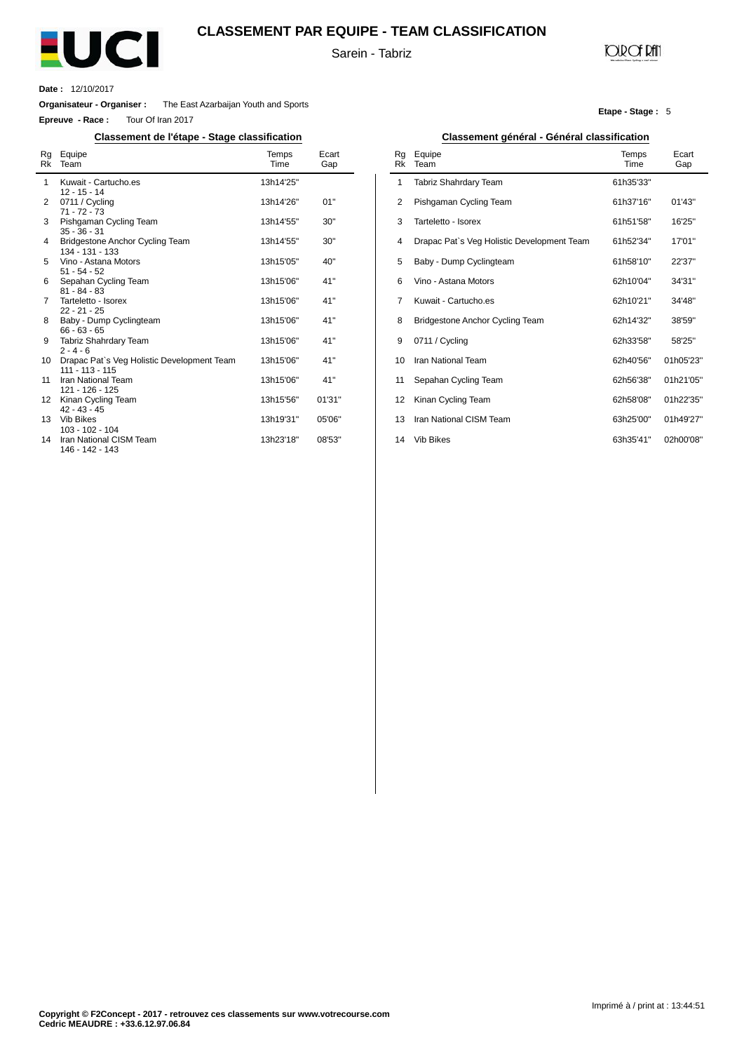# CLASSEMENT PAR EQUIPE - TEAM CLASSIFICATION

Sarein - Tabriz

**Date :** 12/10/2017

**Organisateur - Organiser :** The East Azarbaijan Youth and Sports

**Epreuve - Race :** Tour Of Iran 2017

**Etape - Stage :** 5

## Classement de l'étape - Stage classification

| Rg Rk | Equipe Team | Temps Time | Ecart Gap |
|---|---|---|---|
| 1 | Kuwait - Cartucho.es<br>12 - 15 - 14 | 13h14'25'' | |
| 2 | 0711 / Cycling<br>71 - 72 - 73 | 13h14'26'' | 01'' |
| 3 | Pishgaman Cycling Team<br>35 - 36 - 31 | 13h14'55'' | 30'' |
| 4 | Bridgestone Anchor Cycling Team<br>134 - 131 - 133 | 13h14'55'' | 30'' |
| 5 | Vino - Astana Motors<br>51 - 54 - 52 | 13h15'05'' | 40'' |
| 6 | Sepahan Cycling Team<br>81 - 84 - 83 | 13h15'06'' | 41'' |
| 7 | Tarteletto - Isorex<br>22 - 21 - 25 | 13h15'06'' | 41'' |
| 8 | Baby - Dump Cyclingteam<br>66 - 63 - 65 | 13h15'06'' | 41'' |
| 9 | Tabriz Shahrdary Team<br>2 - 4 - 6 | 13h15'06'' | 41'' |
| 10 | Drapac Pat`s Veg Holistic Development Team<br>111 - 113 - 115 | 13h15'06'' | 41'' |
| 11 | Iran National Team<br>121 - 126 - 125 | 13h15'06'' | 41'' |
| 12 | Kinan Cycling Team<br>42 - 43 - 45 | 13h15'56'' | 01'31'' |
| 13 | Vib Bikes<br>103 - 102 - 104 | 13h19'31'' | 05'06'' |
| 14 | Iran National CISM Team<br>146 - 142 - 143 | 13h23'18'' | 08'53'' |

## Classement général - Général classification

| Rg Rk | Equipe Team | Temps Time | Ecart Gap |
|---|---|---|---|
| 1 | Tabriz Shahrdary Team | 61h35'33'' | |
| 2 | Pishgaman Cycling Team | 61h37'16'' | 01'43'' |
| 3 | Tarteletto - Isorex | 61h51'58'' | 16'25'' |
| 4 | Drapac Pat`s Veg Holistic Development Team | 61h52'34'' | 17'01'' |
| 5 | Baby - Dump Cyclingteam | 61h58'10'' | 22'37'' |
| 6 | Vino - Astana Motors | 62h10'04'' | 34'31'' |
| 7 | Kuwait - Cartucho.es | 62h10'21'' | 34'48'' |
| 8 | Bridgestone Anchor Cycling Team | 62h14'32'' | 38'59'' |
| 9 | 0711 / Cycling | 62h33'58'' | 58'25'' |
| 10 | Iran National Team | 62h40'56'' | 01h05'23'' |
| 11 | Sepahan Cycling Team | 62h56'38'' | 01h21'05'' |
| 12 | Kinan Cycling Team | 62h58'08'' | 01h22'35'' |
| 13 | Iran National CISM Team | 63h25'00'' | 01h49'27'' |
| 14 | Vib Bikes | 63h35'41'' | 02h00'08'' |

Imprimé à / print at : 13:44:51

**Copyright © F2Concept - 2017 - retrouvez ces classements sur www.votrecourse.com**
**Cedric MEAUDRE : +33.6.12.97.06.84**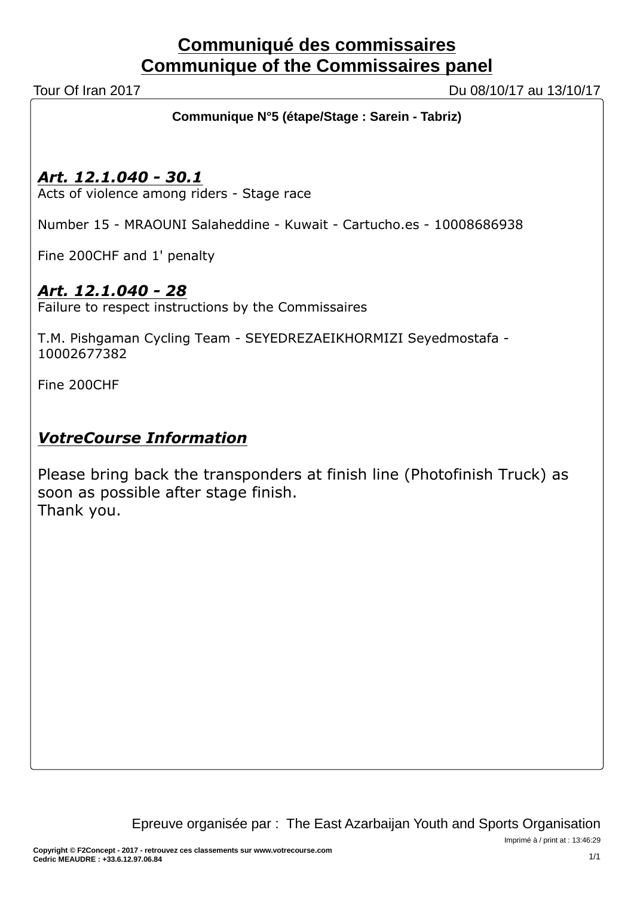# Communiqué des commissaires
# Communique of the Commissaires panel

Tour Of Iran 2017 — Du 08/10/17 au 13/10/17

**Communique N°5 (étape/Stage : Sarein - Tabriz)**

### *Art. 12.1.040 - 30.1*

Acts of violence among riders - Stage race

Number 15 - MRAOUNI Salaheddine - Kuwait - Cartucho.es - 10008686938

Fine 200CHF and 1' penalty

### *Art. 12.1.040 - 28*

Failure to respect instructions by the Commissaires

T.M. Pishgaman Cycling Team - SEYEDREZAEIKHORMIZI Seyedmostafa - 10002677382

Fine 200CHF

### *VotreCourse Information*

Please bring back the transponders at finish line (Photofinish Truck) as soon as possible after stage finish.
Thank you.

Epreuve organisée par : The East Azarbaijan Youth and Sports Organisation

Imprimé à / print at : 13:46:29

Copyright © F2Concept - 2017 - retrouvez ces classements sur www.votrecourse.com
Cedric MEAUDRE : +33.6.12.97.06.84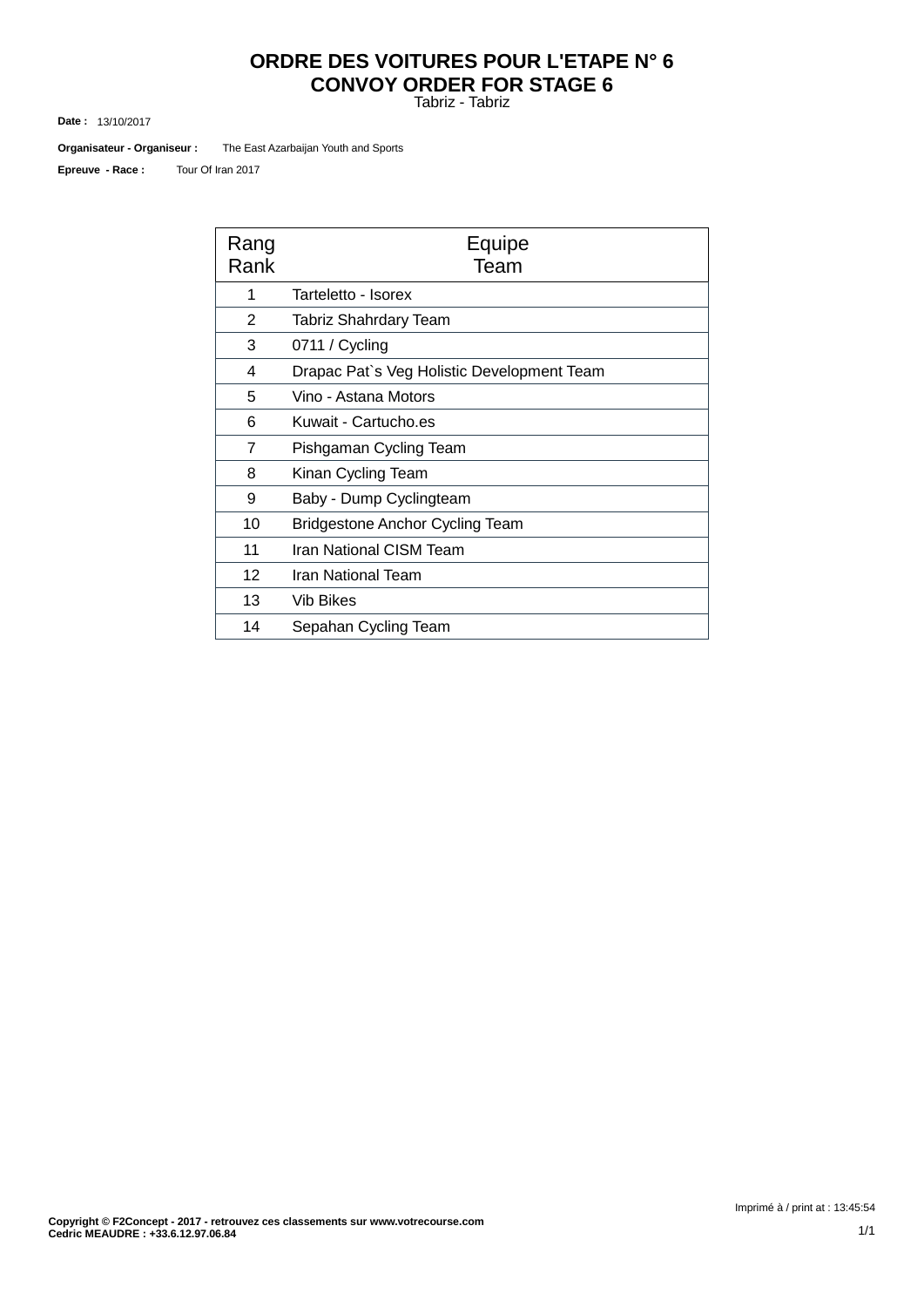# ORDRE DES VOITURES POUR L'ETAPE N° 6
# CONVOY ORDER FOR STAGE 6

Tabriz - Tabriz

**Date :** 13/10/2017

**Organisateur - Organiseur :** The East Azarbaijan Youth and Sports

**Epreuve - Race :** Tour Of Iran 2017

| Rang<br>Rank | Equipe<br>Team |
|---|---|
| 1 | Tarteletto - Isorex |
| 2 | Tabriz Shahrdary Team |
| 3 | 0711 / Cycling |
| 4 | Drapac Pat`s Veg Holistic Development Team |
| 5 | Vino - Astana Motors |
| 6 | Kuwait - Cartucho.es |
| 7 | Pishgaman Cycling Team |
| 8 | Kinan Cycling Team |
| 9 | Baby - Dump Cyclingteam |
| 10 | Bridgestone Anchor Cycling Team |
| 11 | Iran National CISM Team |
| 12 | Iran National Team |
| 13 | Vib Bikes |
| 14 | Sepahan Cycling Team |

Imprimé à / print at : 13:45:54

**Copyright © F2Concept - 2017 - retrouvez ces classements sur www.votrecourse.com**
**Cedric MEAUDRE : +33.6.12.97.06.84**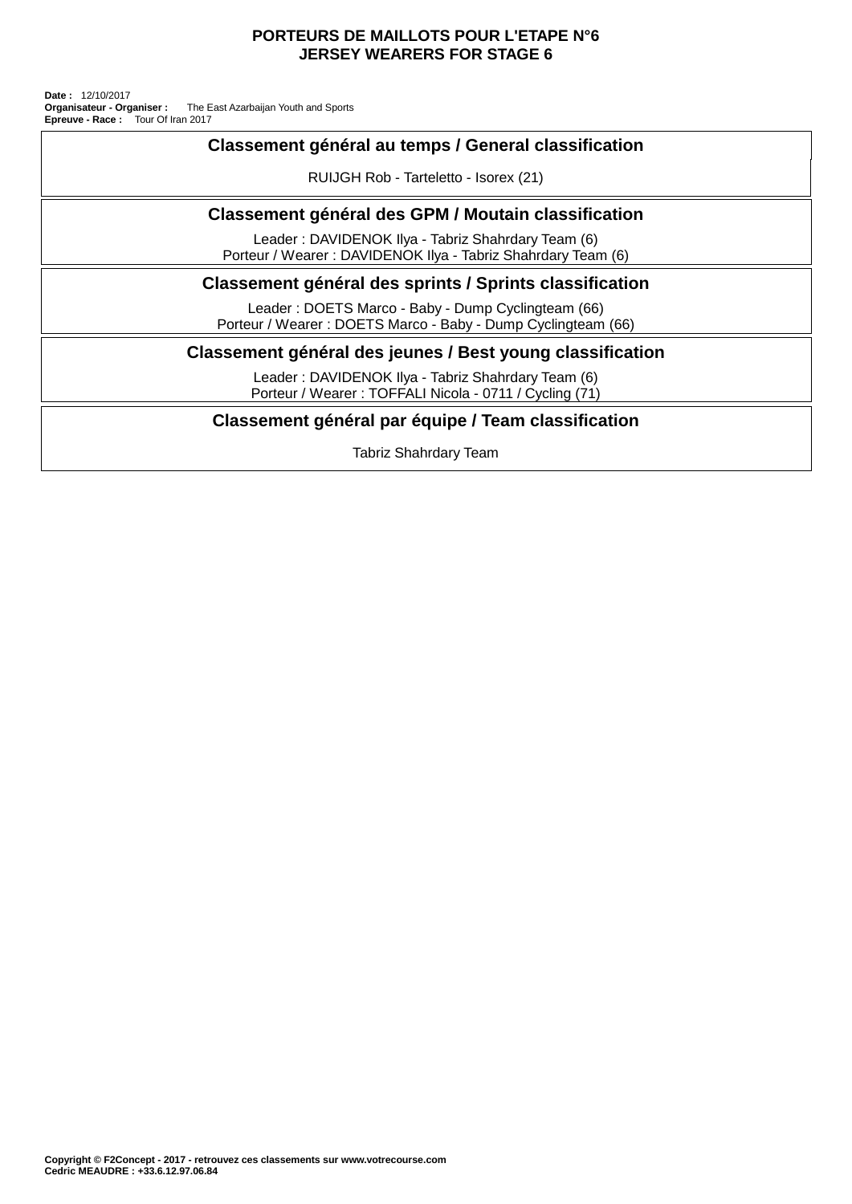# PORTEURS DE MAILLOTS POUR L'ETAPE N°6
# JERSEY WEARERS FOR STAGE 6

**Date :** 12/10/2017
**Organisateur - Organiser :** The East Azarbaijan Youth and Sports
**Epreuve - Race :** Tour Of Iran 2017

## Classement général au temps / General classification

RUIJGH Rob - Tarteletto - Isorex (21)

## Classement général des GPM / Moutain classification

Leader : DAVIDENOK Ilya - Tabriz Shahrdary Team (6)
Porteur / Wearer : DAVIDENOK Ilya - Tabriz Shahrdary Team (6)

## Classement général des sprints / Sprints classification

Leader : DOETS Marco - Baby - Dump Cyclingteam (66)
Porteur / Wearer : DOETS Marco - Baby - Dump Cyclingteam (66)

## Classement général des jeunes / Best young classification

Leader : DAVIDENOK Ilya - Tabriz Shahrdary Team (6)
Porteur / Wearer : TOFFALI Nicola - 0711 / Cycling (71)

## Classement général par équipe / Team classification

Tabriz Shahrdary Team

**Copyright © F2Concept - 2017 - retrouvez ces classements sur www.votrecourse.com**
**Cedric MEAUDRE : +33.6.12.97.06.84**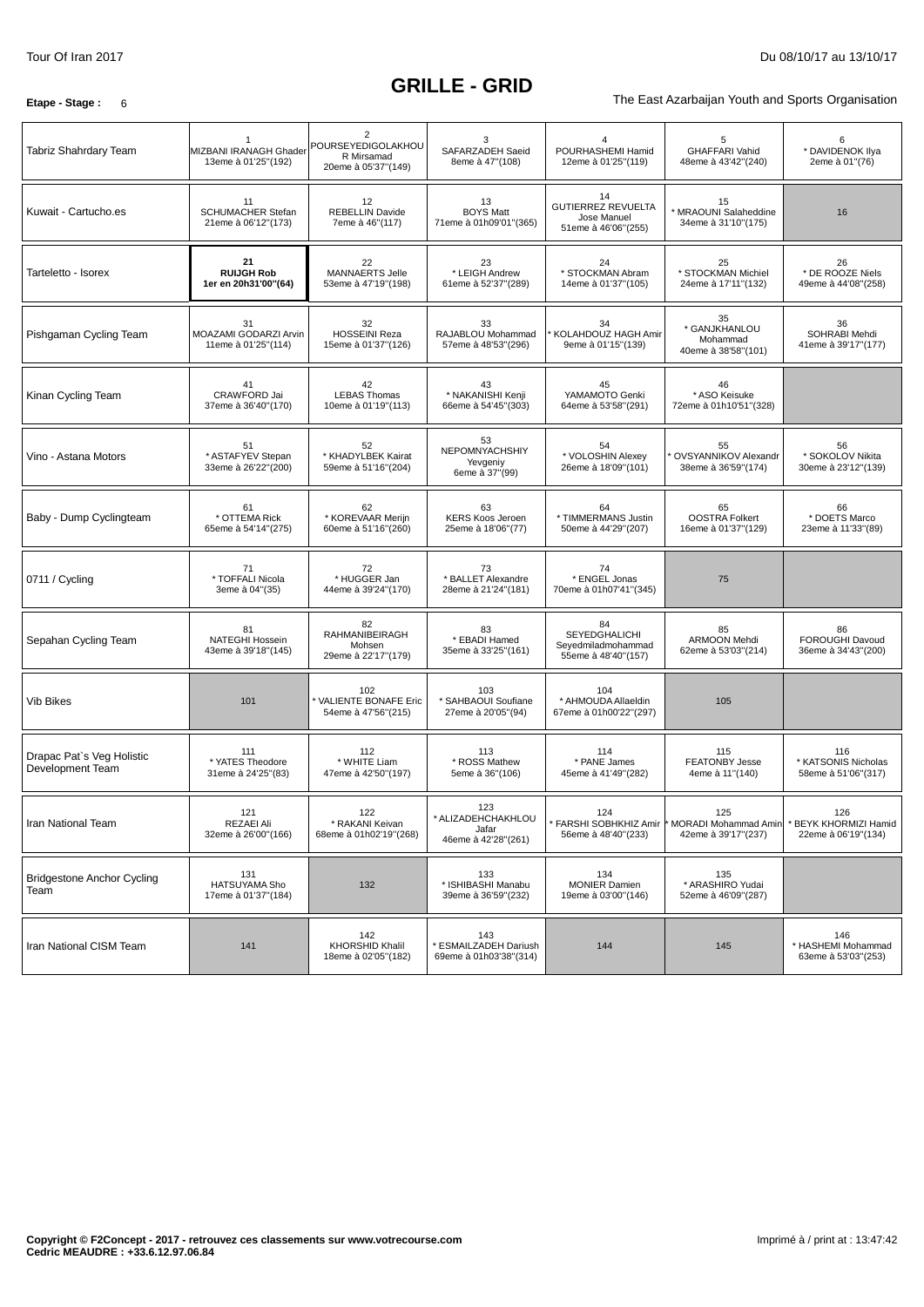# GRILLE - GRID

**Etape - Stage :** 6

The East Azarbaijan Youth and Sports Organisation

| | | | | | | |
|---|---|---|---|---|---|---|
| Tabriz Shahrdary Team | 1 MIZBANI IRANAGH Ghader 13eme à 01'25''(192) | 2 POURSEYEDIGOLAKHOUR Mirsamad 20eme à 05'37''(149) | 3 SAFARZADEH Saeid 8eme à 47''(108) | 4 POURHASHEMI Hamid 12eme à 01'25''(119) | 5 GHAFFARI Vahid 48eme à 43'42''(240) | 6 * DAVIDENOK Ilya 2eme à 01''(76) |
| Kuwait - Cartucho.es | 11 SCHUMACHER Stefan 21eme à 06'12''(173) | 12 REBELLIN Davide 7eme à 46''(117) | 13 BOYS Matt 71eme à 01h09'01''(365) | 14 GUTIERREZ REVUELTA Jose Manuel 51eme à 46'06''(255) | 15 * MRAOUNI Salaheddine 34eme à 31'10''(175) | 16 |
| Tarteletto - Isorex | **21 RUIJGH Rob 1er en 20h31'00''(64)** | 22 MANNAERTS Jelle 53eme à 47'19''(198) | 23 * LEIGH Andrew 61eme à 52'37''(289) | 24 * STOCKMAN Abram 14eme à 01'37''(105) | 25 * STOCKMAN Michiel 24eme à 17'11''(132) | 26 * DE ROOZE Niels 49eme à 44'08''(258) |
| Pishgaman Cycling Team | 31 MOAZAMI GODARZI Arvin 11eme à 01'25''(114) | 32 HOSSEINI Reza 15eme à 01'37''(126) | 33 RAJABLOU Mohammad 57eme à 48'53''(296) | 34 * KOLAHDOUZ HAGH Amir 9eme à 01'15''(139) | 35 * GANJKHANLOU Mohammad 40eme à 38'58''(101) | 36 SOHRABI Mehdi 41eme à 39'17''(177) |
| Kinan Cycling Team | 41 CRAWFORD Jai 37eme à 36'40''(170) | 42 LEBAS Thomas 10eme à 01'19''(113) | 43 * NAKANISHI Kenji 66eme à 54'45''(303) | 45 YAMAMOTO Genki 64eme à 53'58''(291) | 46 * ASO Keisuke 72eme à 01h10'51''(328) | |
| Vino - Astana Motors | 51 * ASTAFYEV Stepan 33eme à 26'22''(200) | 52 * KHADYLBEK Kairat 59eme à 51'16''(204) | 53 NEPOMNYACHSHIY Yevgeniy 6eme à 37''(99) | 54 * VOLOSHIN Alexey 26eme à 18'09''(101) | 55 * OVSYANNIKOV Alexandr 38eme à 36'59''(174) | 56 * SOKOLOV Nikita 30eme à 23'12''(139) |
| Baby - Dump Cyclingteam | 61 * OTTEMA Rick 65eme à 54'14''(275) | 62 * KOREVAAR Merijn 60eme à 51'16''(260) | 63 KERS Koos Jeroen 25eme à 18'06''(77) | 64 * TIMMERMANS Justin 50eme à 44'29''(207) | 65 OOSTRA Folkert 16eme à 01'37''(129) | 66 * DOETS Marco 23eme à 11'33''(89) |
| 0711 / Cycling | 71 * TOFFALI Nicola 3eme à 04''(35) | 72 * HUGGER Jan 44eme à 39'24''(170) | 73 * BALLET Alexandre 28eme à 21'24''(181) | 74 * ENGEL Jonas 70eme à 01h07'41''(345) | 75 | |
| Sepahan Cycling Team | 81 NATEGHI Hossein 43eme à 39'18''(145) | 82 RAHMANIBEIRAGH Mohsen 29eme à 22'17''(179) | 83 * EBADI Hamed 35eme à 33'25''(161) | 84 SEYEDGHALICHI Seyedmiladmohammad 55eme à 48'40''(157) | 85 ARMOON Mehdi 62eme à 53'03''(214) | 86 FOROUGHI Davoud 36eme à 34'43''(200) |
| Vib Bikes | 101 | 102 * VALIENTE BONAFE Eric 54eme à 47'56''(215) | 103 * SAHBAOUI Soufiane 27eme à 20'05''(94) | 104 * AHMOUDA Allaeldin 67eme à 01h00'22''(297) | 105 | |
| Drapac Pat`s Veg Holistic Development Team | 111 * YATES Theodore 31eme à 24'25''(83) | 112 * WHITE Liam 47eme à 42'50''(197) | 113 * ROSS Mathew 5eme à 36''(106) | 114 * PANE James 45eme à 41'49''(282) | 115 FEATONBY Jesse 4eme à 11''(140) | 116 * KATSONIS Nicholas 58eme à 51'06''(317) |
| Iran National Team | 121 REZAEI Ali 32eme à 26'00''(166) | 122 * RAKANI Keivan 68eme à 01h02'19''(268) | 123 * ALIZADEHCHAKHLOU Jafar 46eme à 42'28''(261) | 124 * FARSHI SOBHKHIZ Amir 56eme à 48'40''(233) | 125 * MORADI Mohammad Amin 42eme à 39'17''(237) | 126 * BEYK KHORMIZI Hamid 22eme à 06'19''(134) |
| Bridgestone Anchor Cycling Team | 131 HATSUYAMA Sho 17eme à 01'37''(184) | 132 | 133 * ISHIBASHI Manabu 39eme à 36'59''(232) | 134 MONIER Damien 19eme à 03'00''(146) | 135 * ARASHIRO Yudai 52eme à 46'09''(287) | |
| Iran National CISM Team | 141 | 142 KHORSHID Khalil 18eme à 02'05''(182) | 143 * ESMAILZADEH Dariush 69eme à 01h03'38''(314) | 144 | 145 | 146 * HASHEMI Mohammad 63eme à 53'03''(253) |

**Copyright © F2Concept - 2017 - retrouvez ces classements sur www.votrecourse.com**
**Cedric MEAUDRE : +33.6.12.97.06.84**

Imprimé à / print at : 13:47:42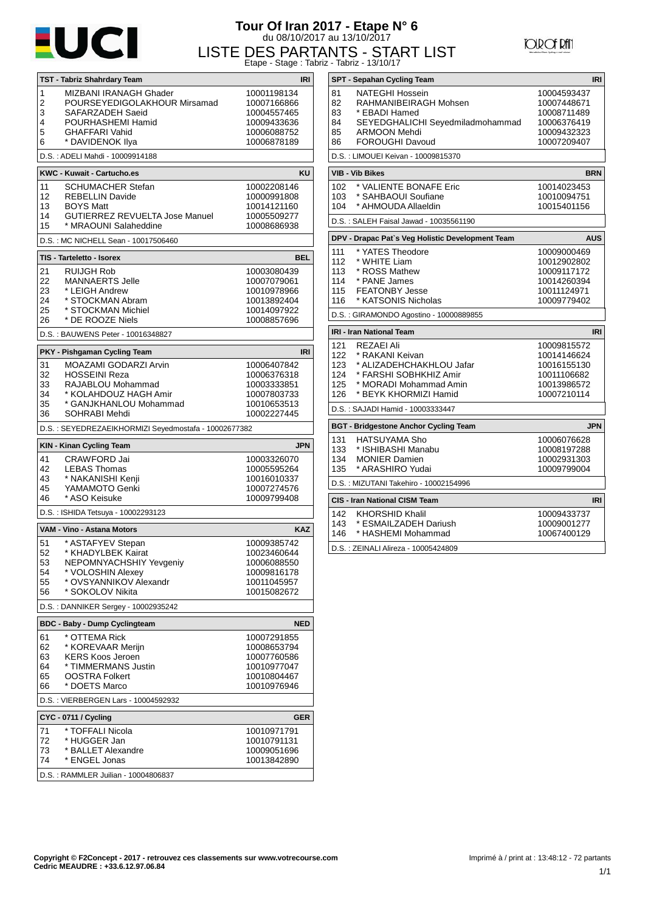# Tour Of Iran 2017 - Etape N° 6

du 08/10/2017 au 13/10/2017

## LISTE DES PARTANTS - START LIST

Etape - Stage : Tabriz - Tabriz - 13/10/17

| TST - Tabriz Shahrdary Team | | IRI |
| --- | --- | --- |
| 1 | MIZBANI IRANAGH Ghader | 10001198134 |
| 2 | POURSEYEDIGOLAKHOUR Mirsamad | 10007166866 |
| 3 | SAFARZADEH Saeid | 10004557465 |
| 4 | POURHASHEMI Hamid | 10009433636 |
| 5 | GHAFFARI Vahid | 10006088752 |
| 6 | * DAVIDENOK Ilya | 10006878189 |
| D.S. : ADELI Mahdi - 10009914188 | | |

| KWC - Kuwait - Cartucho.es | | KU |
| --- | --- | --- |
| 11 | SCHUMACHER Stefan | 10002208146 |
| 12 | REBELLIN Davide | 10000991808 |
| 13 | BOYS Matt | 10014121160 |
| 14 | GUTIERREZ REVUELTA Jose Manuel | 10005509277 |
| 15 | * MRAOUNI Salaheddine | 10008686938 |
| D.S. : MC NICHELL Sean - 10017506460 | | |

| TIS - Tarteletto - Isorex | | BEL |
| --- | --- | --- |
| 21 | RUIJGH Rob | 10003080439 |
| 22 | MANNAERTS Jelle | 10007079061 |
| 23 | * LEIGH Andrew | 10010978966 |
| 24 | * STOCKMAN Abram | 10013892404 |
| 25 | * STOCKMAN Michiel | 10014097922 |
| 26 | * DE ROOZE Niels | 10008857696 |
| D.S. : BAUWENS Peter - 10016348827 | | |

| PKY - Pishgaman Cycling Team | | IRI |
| --- | --- | --- |
| 31 | MOAZAMI GODARZI Arvin | 10006407842 |
| 32 | HOSSEINI Reza | 10006376318 |
| 33 | RAJABLOU Mohammad | 10003333851 |
| 34 | * KOLAHDOUZ HAGH Amir | 10007803733 |
| 35 | * GANJKHANLOU Mohammad | 10010653513 |
| 36 | SOHRABI Mehdi | 10002227445 |
| D.S. : SEYEDREZAEIKHORMIZI Seyedmostafa - 10002677382 | | |

| KIN - Kinan Cycling Team | | JPN |
| --- | --- | --- |
| 41 | CRAWFORD Jai | 10003326070 |
| 42 | LEBAS Thomas | 10005595264 |
| 43 | * NAKANISHI Kenji | 10016010337 |
| 45 | YAMAMOTO Genki | 10007274576 |
| 46 | * ASO Keisuke | 10009799408 |
| D.S. : ISHIDA Tetsuya - 10002293123 | | |

| VAM - Vino - Astana Motors | | KAZ |
| --- | --- | --- |
| 51 | * ASTAFYEV Stepan | 10009385742 |
| 52 | * KHADYLBEK Kairat | 10023460644 |
| 53 | NEPOMNYACHSHIY Yevgeniy | 10006088550 |
| 54 | * VOLOSHIN Alexey | 10009816178 |
| 55 | * OVSYANNIKOV Alexandr | 10011045957 |
| 56 | * SOKOLOV Nikita | 10015082672 |
| D.S. : DANNIKER Sergey - 10002935242 | | |

| BDC - Baby - Dump Cyclingteam | | NED |
| --- | --- | --- |
| 61 | * OTTEMA Rick | 10007291855 |
| 62 | * KOREVAAR Merijn | 10008653794 |
| 63 | KERS Koos Jeroen | 10007760586 |
| 64 | * TIMMERMANS Justin | 10010977047 |
| 65 | OOSTRA Folkert | 10010804467 |
| 66 | * DOETS Marco | 10010976946 |
| D.S. : VIERBERGEN Lars - 10004592932 | | |

| CYC - 0711 / Cycling | | GER |
| --- | --- | --- |
| 71 | * TOFFALI Nicola | 10010971791 |
| 72 | * HUGGER Jan | 10010791131 |
| 73 | * BALLET Alexandre | 10009051696 |
| 74 | * ENGEL Jonas | 10013842890 |
| D.S. : RAMMLER Juilian - 10004806837 | | |

| SPT - Sepahan Cycling Team | | IRI |
| --- | --- | --- |
| 81 | NATEGHI Hossein | 10004593437 |
| 82 | RAHMANIBEIRAGH Mohsen | 10007448671 |
| 83 | * EBADI Hamed | 10008711489 |
| 84 | SEYEDGHALICHI Seyedmiladmohammad | 10006376419 |
| 85 | ARMOON Mehdi | 10009432323 |
| 86 | FOROUGHI Davoud | 10007209407 |
| D.S. : LIMOUEI Keivan - 10009815370 | | |

| VIB - Vib Bikes | | BRN |
| --- | --- | --- |
| 102 | * VALIENTE BONAFE Eric | 10014023453 |
| 103 | * SAHBAOUI Soufiane | 10010094751 |
| 104 | * AHMOUDA Allaeldin | 10015401156 |
| D.S. : SALEH Faisal Jawad - 10035561190 | | |

| DPV - Drapac Pat`s Veg Holistic Development Team | | AUS |
| --- | --- | --- |
| 111 | * YATES Theodore | 10009000469 |
| 112 | * WHITE Liam | 10012902802 |
| 113 | * ROSS Mathew | 10009117172 |
| 114 | * PANE James | 10014260394 |
| 115 | FEATONBY Jesse | 10011124971 |
| 116 | * KATSONIS Nicholas | 10009779402 |
| D.S. : GIRAMONDO Agostino - 10000889855 | | |

| IRI - Iran National Team | | IRI |
| --- | --- | --- |
| 121 | REZAEI Ali | 10009815572 |
| 122 | * RAKANI Keivan | 10014146624 |
| 123 | * ALIZADEHCHAKHLOU Jafar | 10016155130 |
| 124 | * FARSHI SOBHKHIZ Amir | 10011106682 |
| 125 | * MORADI Mohammad Amin | 10013986572 |
| 126 | * BEYK KHORMIZI Hamid | 10007210114 |
| D.S. : SAJADI Hamid - 10003333447 | | |

| BGT - Bridgestone Anchor Cycling Team | | JPN |
| --- | --- | --- |
| 131 | HATSUYAMA Sho | 10006076628 |
| 133 | * ISHIBASHI Manabu | 10008197288 |
| 134 | MONIER Damien | 10002931303 |
| 135 | * ARASHIRO Yudai | 10009799004 |
| D.S. : MIZUTANI Takehiro - 10002154996 | | |

| CIS - Iran National CISM Team | | IRI |
| --- | --- | --- |
| 142 | KHORSHID Khalil | 10009433737 |
| 143 | * ESMAILZADEH Dariush | 10009001277 |
| 146 | * HASHEMI Mohammad | 10067400129 |
| D.S. : ZEINALI Alireza - 10005424809 | | |

**Copyright © F2Concept - 2017 - retrouvez ces classements sur www.votrecourse.com**
**Cedric MEAUDRE : +33.6.12.97.06.84**

Imprimé à / print at : 13:48:12 - 72 partants